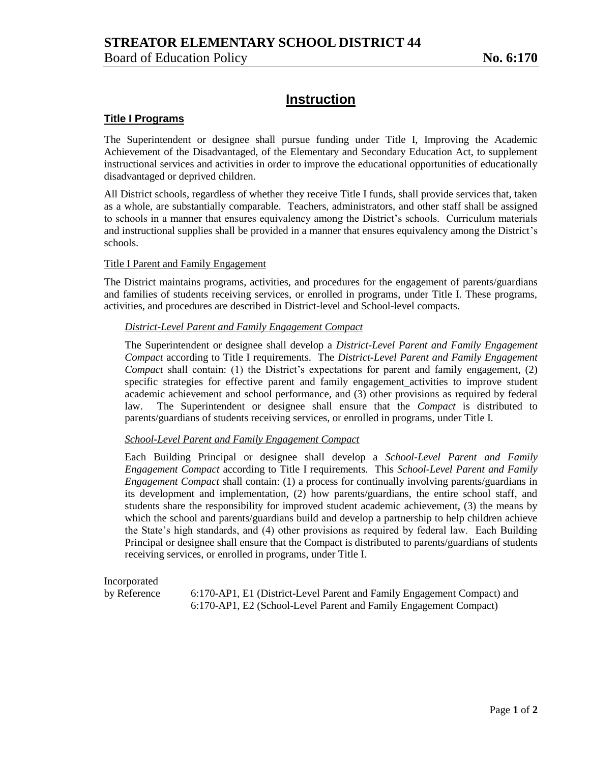# STREATOR ELEMENTARY SCHOOL DISTRICT 44

Board of Education Policy **No. 6:170**

## Instruction

### Title I Programs

The Superintendent or designee shall pursue funding under Title I, Improving the Academic Achievement of the Disadvantaged, of the Elementary and Secondary Education Act, to supplement instructional services and activities in order to improve the educational opportunities of educationally disadvantaged or deprived children.

All District schools, regardless of whether they receive Title I funds, shall provide services that, taken as a whole, are substantially comparable. Teachers, administrators, and other staff shall be assigned to schools in a manner that ensures equivalency among the District's schools. Curriculum materials and instructional supplies shall be provided in a manner that ensures equivalency among the District's schools.

#### Title I Parent and Family Engagement

The District maintains programs, activities, and procedures for the engagement of parents/guardians and families of students receiving services, or enrolled in programs, under Title I. These programs, activities, and procedures are described in District-level and School-level compacts.

##### *District-Level Parent and Family Engagement Compact*

The Superintendent or designee shall develop a *District-Level Parent and Family Engagement Compact* according to Title I requirements. The *District-Level Parent and Family Engagement Compact* shall contain: (1) the District's expectations for parent and family engagement, (2) specific strategies for effective parent and family engagement activities to improve student academic achievement and school performance, and (3) other provisions as required by federal law. The Superintendent or designee shall ensure that the *Compact* is distributed to parents/guardians of students receiving services, or enrolled in programs, under Title I.

##### *School-Level Parent and Family Engagement Compact*

Each Building Principal or designee shall develop a *School-Level Parent and Family Engagement Compact* according to Title I requirements. This *School-Level Parent and Family Engagement Compact* shall contain: (1) a process for continually involving parents/guardians in its development and implementation, (2) how parents/guardians, the entire school staff, and students share the responsibility for improved student academic achievement, (3) the means by which the school and parents/guardians build and develop a partnership to help children achieve the State's high standards, and (4) other provisions as required by federal law. Each Building Principal or designee shall ensure that the Compact is distributed to parents/guardians of students receiving services, or enrolled in programs, under Title I.

Incorporated by Reference: 6:170-AP1, E1 (District-Level Parent and Family Engagement Compact) and 6:170-AP1, E2 (School-Level Parent and Family Engagement Compact)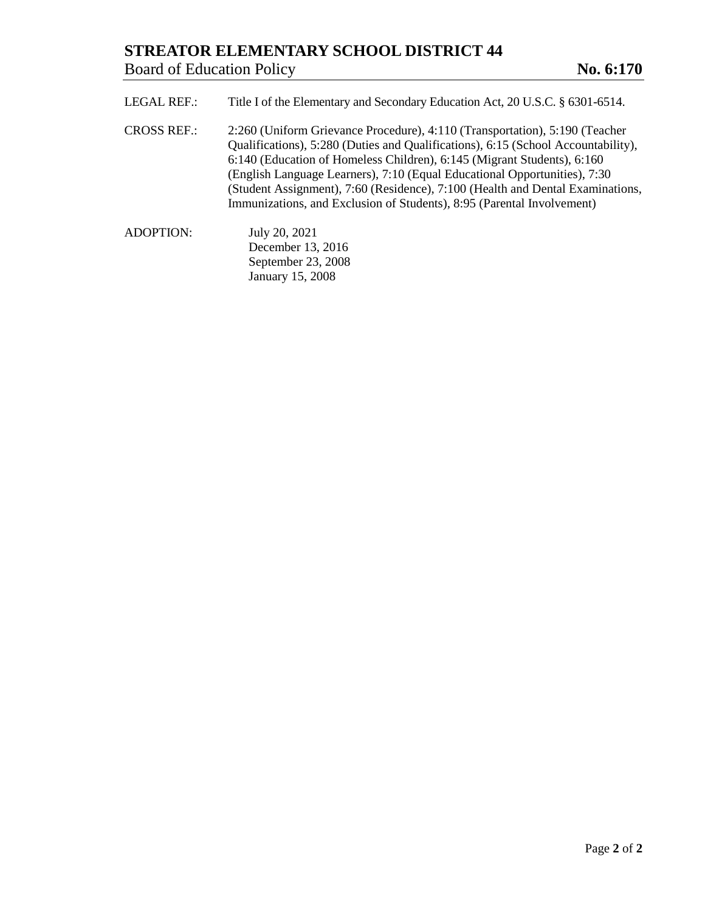LEGAL REF.: Title I of the Elementary and Secondary Education Act, 20 U.S.C. § 6301-6514.

CROSS REF.: 2:260 (Uniform Grievance Procedure), 4:110 (Transportation), 5:190 (Teacher Qualifications), 5:280 (Duties and Qualifications), 6:15 (School Accountability), 6:140 (Education of Homeless Children), 6:145 (Migrant Students), 6:160 (English Language Learners), 7:10 (Equal Educational Opportunities), 7:30 (Student Assignment), 7:60 (Residence), 7:100 (Health and Dental Examinations, Immunizations, and Exclusion of Students), 8:95 (Parental Involvement)

ADOPTION: July 20, 2021
December 13, 2016
September 23, 2008
January 15, 2008